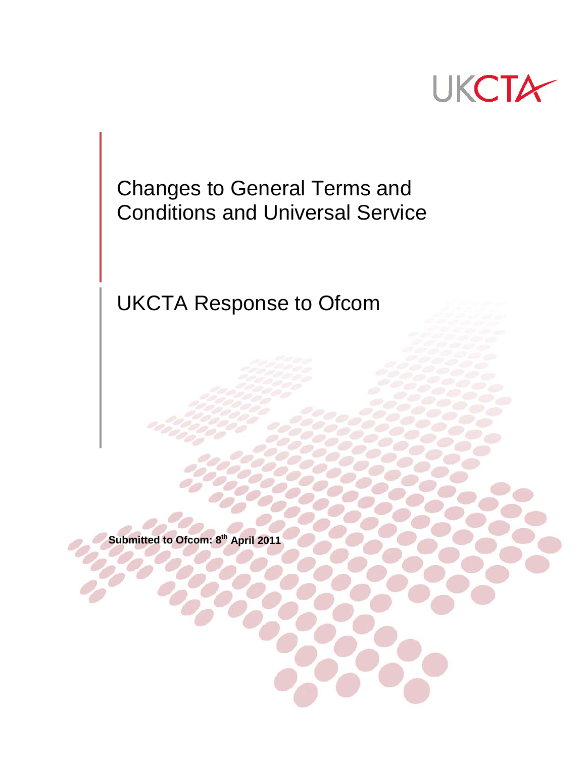UKCTA

# Changes to General Terms and Conditions and Universal Service

## UKCTA Response to Ofcom

**Submitted to Ofcom: 8th April 2011**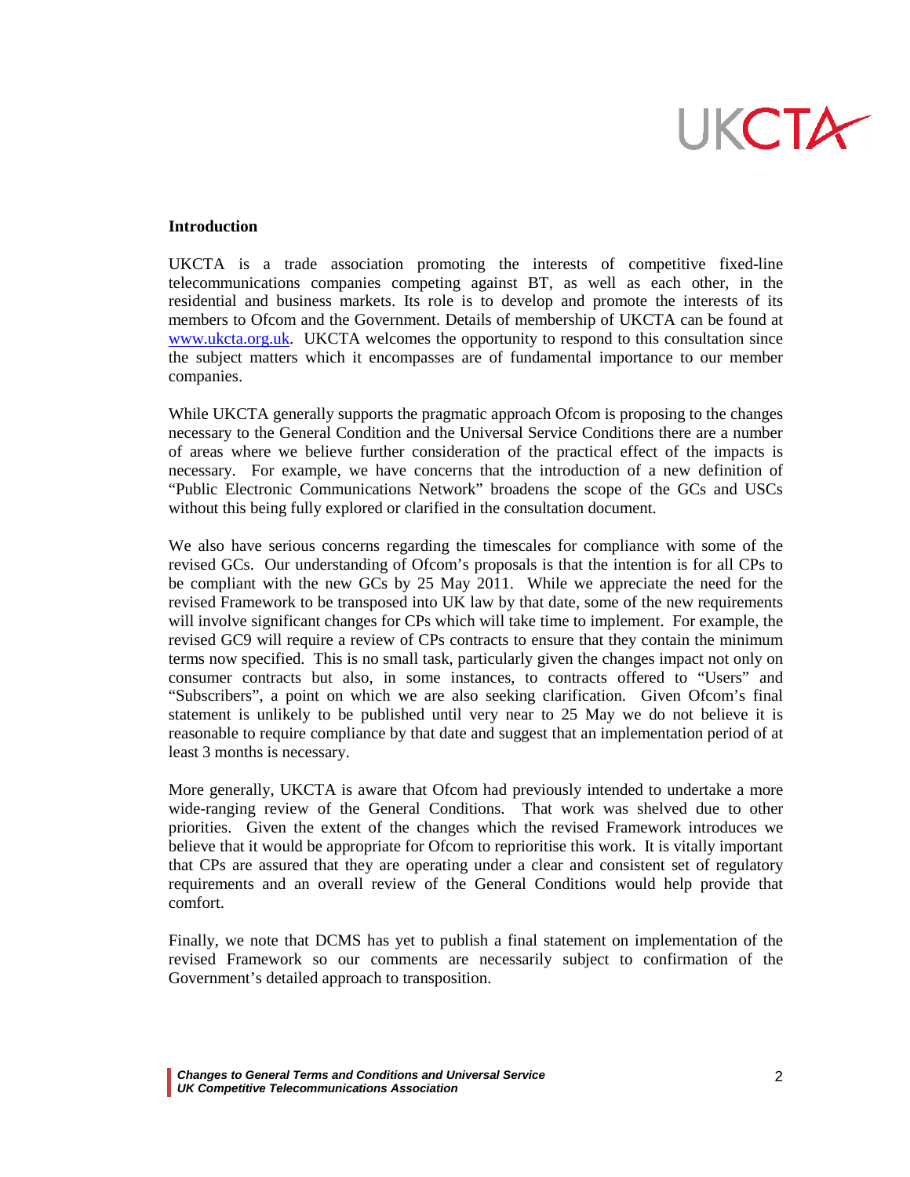**Introduction**

UKCTA is a trade association promoting the interests of competitive fixed-line telecommunications companies competing against BT, as well as each other, in the residential and business markets. Its role is to develop and promote the interests of its members to Ofcom and the Government. Details of membership of UKCTA can be found at www.ukcta.org.uk. UKCTA welcomes the opportunity to respond to this consultation since the subject matters which it encompasses are of fundamental importance to our member companies.

While UKCTA generally supports the pragmatic approach Ofcom is proposing to the changes necessary to the General Condition and the Universal Service Conditions there are a number of areas where we believe further consideration of the practical effect of the impacts is necessary. For example, we have concerns that the introduction of a new definition of "Public Electronic Communications Network" broadens the scope of the GCs and USCs without this being fully explored or clarified in the consultation document.

We also have serious concerns regarding the timescales for compliance with some of the revised GCs. Our understanding of Ofcom's proposals is that the intention is for all CPs to be compliant with the new GCs by 25 May 2011. While we appreciate the need for the revised Framework to be transposed into UK law by that date, some of the new requirements will involve significant changes for CPs which will take time to implement. For example, the revised GC9 will require a review of CPs contracts to ensure that they contain the minimum terms now specified. This is no small task, particularly given the changes impact not only on consumer contracts but also, in some instances, to contracts offered to "Users" and "Subscribers", a point on which we are also seeking clarification. Given Ofcom's final statement is unlikely to be published until very near to 25 May we do not believe it is reasonable to require compliance by that date and suggest that an implementation period of at least 3 months is necessary.

More generally, UKCTA is aware that Ofcom had previously intended to undertake a more wide-ranging review of the General Conditions. That work was shelved due to other priorities. Given the extent of the changes which the revised Framework introduces we believe that it would be appropriate for Ofcom to reprioritise this work. It is vitally important that CPs are assured that they are operating under a clear and consistent set of regulatory requirements and an overall review of the General Conditions would help provide that comfort.

Finally, we note that DCMS has yet to publish a final statement on implementation of the revised Framework so our comments are necessarily subject to confirmation of the Government's detailed approach to transposition.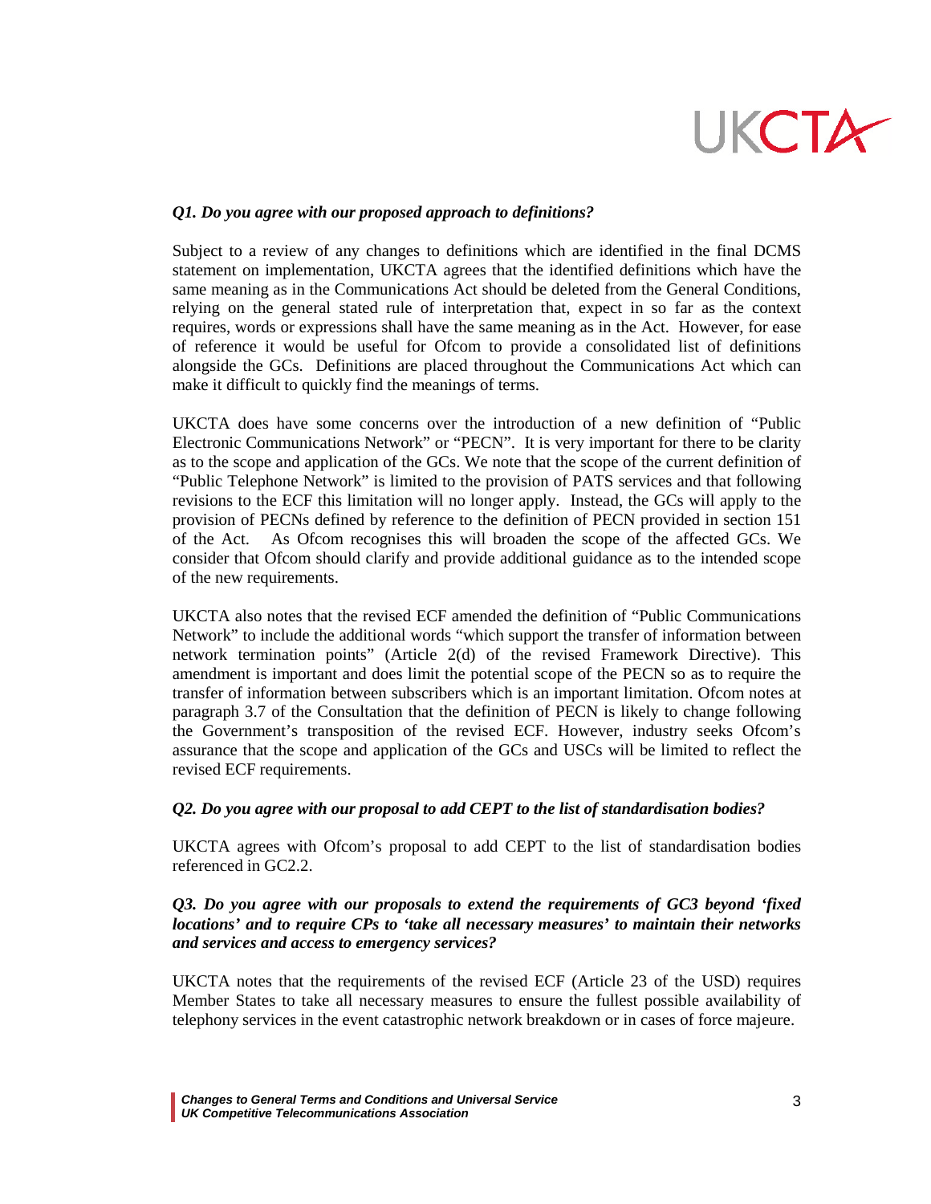*Q1. Do you agree with our proposed approach to definitions?*

Subject to a review of any changes to definitions which are identified in the final DCMS statement on implementation, UKCTA agrees that the identified definitions which have the same meaning as in the Communications Act should be deleted from the General Conditions, relying on the general stated rule of interpretation that, expect in so far as the context requires, words or expressions shall have the same meaning as in the Act. However, for ease of reference it would be useful for Ofcom to provide a consolidated list of definitions alongside the GCs. Definitions are placed throughout the Communications Act which can make it difficult to quickly find the meanings of terms.

UKCTA does have some concerns over the introduction of a new definition of "Public Electronic Communications Network" or "PECN". It is very important for there to be clarity as to the scope and application of the GCs. We note that the scope of the current definition of "Public Telephone Network" is limited to the provision of PATS services and that following revisions to the ECF this limitation will no longer apply. Instead, the GCs will apply to the provision of PECNs defined by reference to the definition of PECN provided in section 151 of the Act. As Ofcom recognises this will broaden the scope of the affected GCs. We consider that Ofcom should clarify and provide additional guidance as to the intended scope of the new requirements.

UKCTA also notes that the revised ECF amended the definition of "Public Communications Network" to include the additional words "which support the transfer of information between network termination points" (Article 2(d) of the revised Framework Directive). This amendment is important and does limit the potential scope of the PECN so as to require the transfer of information between subscribers which is an important limitation. Ofcom notes at paragraph 3.7 of the Consultation that the definition of PECN is likely to change following the Government's transposition of the revised ECF. However, industry seeks Ofcom's assurance that the scope and application of the GCs and USCs will be limited to reflect the revised ECF requirements.

*Q2. Do you agree with our proposal to add CEPT to the list of standardisation bodies?*

UKCTA agrees with Ofcom's proposal to add CEPT to the list of standardisation bodies referenced in GC2.2.

*Q3. Do you agree with our proposals to extend the requirements of GC3 beyond 'fixed locations' and to require CPs to 'take all necessary measures' to maintain their networks and services and access to emergency services?*

UKCTA notes that the requirements of the revised ECF (Article 23 of the USD) requires Member States to take all necessary measures to ensure the fullest possible availability of telephony services in the event catastrophic network breakdown or in cases of force majeure.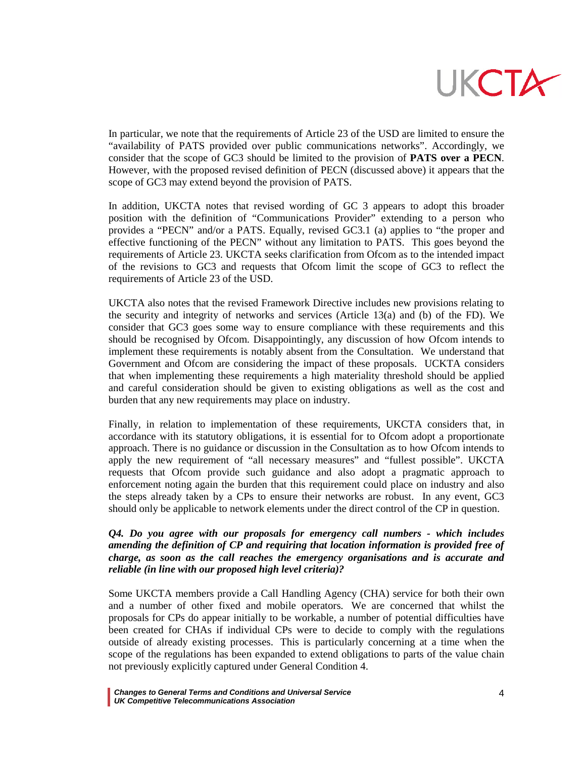In particular, we note that the requirements of Article 23 of the USD are limited to ensure the "availability of PATS provided over public communications networks". Accordingly, we consider that the scope of GC3 should be limited to the provision of **PATS over a PECN**. However, with the proposed revised definition of PECN (discussed above) it appears that the scope of GC3 may extend beyond the provision of PATS.

In addition, UKCTA notes that revised wording of GC 3 appears to adopt this broader position with the definition of "Communications Provider" extending to a person who provides a "PECN" and/or a PATS. Equally, revised GC3.1 (a) applies to "the proper and effective functioning of the PECN" without any limitation to PATS. This goes beyond the requirements of Article 23. UKCTA seeks clarification from Ofcom as to the intended impact of the revisions to GC3 and requests that Ofcom limit the scope of GC3 to reflect the requirements of Article 23 of the USD.

UKCTA also notes that the revised Framework Directive includes new provisions relating to the security and integrity of networks and services (Article 13(a) and (b) of the FD). We consider that GC3 goes some way to ensure compliance with these requirements and this should be recognised by Ofcom. Disappointingly, any discussion of how Ofcom intends to implement these requirements is notably absent from the Consultation. We understand that Government and Ofcom are considering the impact of these proposals. UCKTA considers that when implementing these requirements a high materiality threshold should be applied and careful consideration should be given to existing obligations as well as the cost and burden that any new requirements may place on industry.

Finally, in relation to implementation of these requirements, UKCTA considers that, in accordance with its statutory obligations, it is essential for to Ofcom adopt a proportionate approach. There is no guidance or discussion in the Consultation as to how Ofcom intends to apply the new requirement of "all necessary measures" and "fullest possible". UKCTA requests that Ofcom provide such guidance and also adopt a pragmatic approach to enforcement noting again the burden that this requirement could place on industry and also the steps already taken by a CPs to ensure their networks are robust. In any event, GC3 should only be applicable to network elements under the direct control of the CP in question.

***Q4. Do you agree with our proposals for emergency call numbers - which includes amending the definition of CP and requiring that location information is provided free of charge, as soon as the call reaches the emergency organisations and is accurate and reliable (in line with our proposed high level criteria)?***

Some UKCTA members provide a Call Handling Agency (CHA) service for both their own and a number of other fixed and mobile operators. We are concerned that whilst the proposals for CPs do appear initially to be workable, a number of potential difficulties have been created for CHAs if individual CPs were to decide to comply with the regulations outside of already existing processes. This is particularly concerning at a time when the scope of the regulations has been expanded to extend obligations to parts of the value chain not previously explicitly captured under General Condition 4.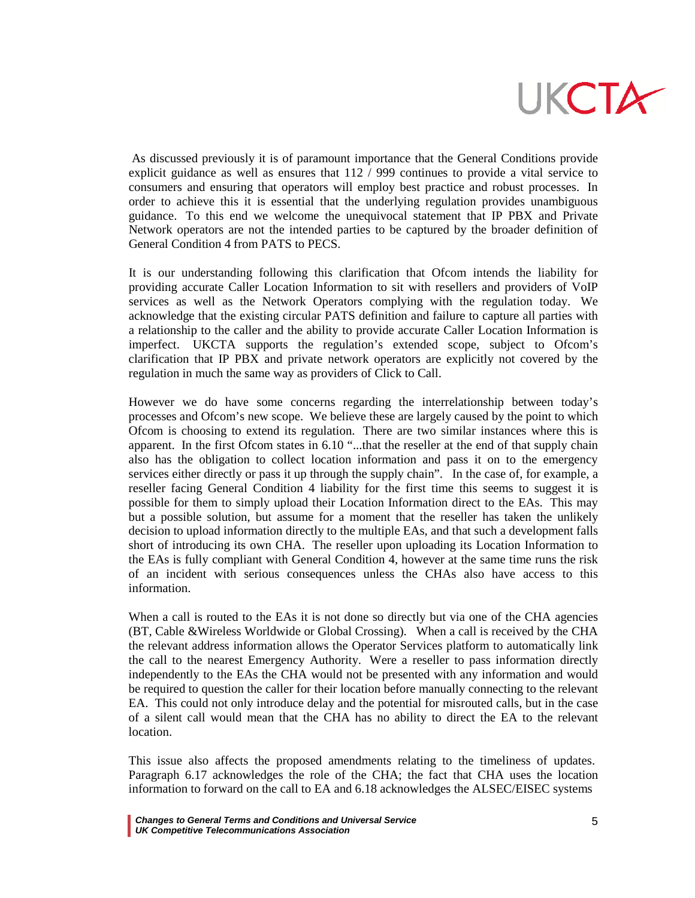As discussed previously it is of paramount importance that the General Conditions provide explicit guidance as well as ensures that 112 / 999 continues to provide a vital service to consumers and ensuring that operators will employ best practice and robust processes. In order to achieve this it is essential that the underlying regulation provides unambiguous guidance. To this end we welcome the unequivocal statement that IP PBX and Private Network operators are not the intended parties to be captured by the broader definition of General Condition 4 from PATS to PECS.

It is our understanding following this clarification that Ofcom intends the liability for providing accurate Caller Location Information to sit with resellers and providers of VoIP services as well as the Network Operators complying with the regulation today. We acknowledge that the existing circular PATS definition and failure to capture all parties with a relationship to the caller and the ability to provide accurate Caller Location Information is imperfect. UKCTA supports the regulation's extended scope, subject to Ofcom's clarification that IP PBX and private network operators are explicitly not covered by the regulation in much the same way as providers of Click to Call.

However we do have some concerns regarding the interrelationship between today's processes and Ofcom's new scope. We believe these are largely caused by the point to which Ofcom is choosing to extend its regulation. There are two similar instances where this is apparent. In the first Ofcom states in 6.10 "...that the reseller at the end of that supply chain also has the obligation to collect location information and pass it on to the emergency services either directly or pass it up through the supply chain". In the case of, for example, a reseller facing General Condition 4 liability for the first time this seems to suggest it is possible for them to simply upload their Location Information direct to the EAs. This may but a possible solution, but assume for a moment that the reseller has taken the unlikely decision to upload information directly to the multiple EAs, and that such a development falls short of introducing its own CHA. The reseller upon uploading its Location Information to the EAs is fully compliant with General Condition 4, however at the same time runs the risk of an incident with serious consequences unless the CHAs also have access to this information.

When a call is routed to the EAs it is not done so directly but via one of the CHA agencies (BT, Cable &Wireless Worldwide or Global Crossing). When a call is received by the CHA the relevant address information allows the Operator Services platform to automatically link the call to the nearest Emergency Authority. Were a reseller to pass information directly independently to the EAs the CHA would not be presented with any information and would be required to question the caller for their location before manually connecting to the relevant EA. This could not only introduce delay and the potential for misrouted calls, but in the case of a silent call would mean that the CHA has no ability to direct the EA to the relevant location.

This issue also affects the proposed amendments relating to the timeliness of updates. Paragraph 6.17 acknowledges the role of the CHA; the fact that CHA uses the location information to forward on the call to EA and 6.18 acknowledges the ALSEC/EISEC systems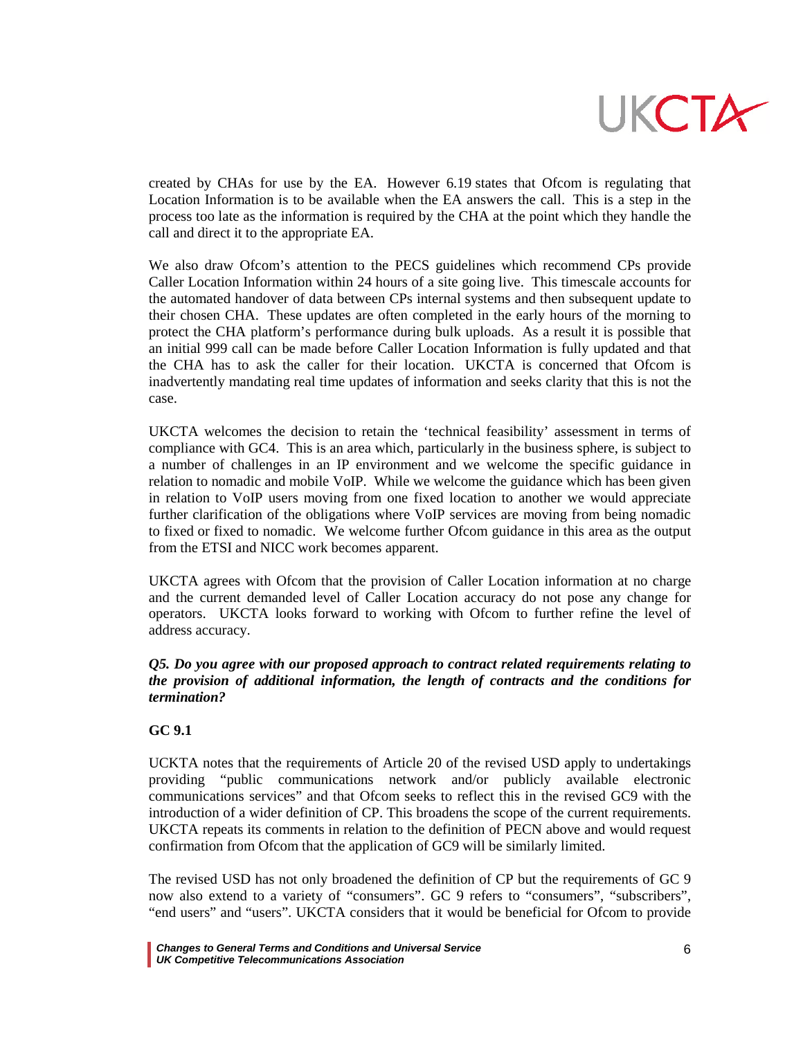created by CHAs for use by the EA. However 6.19 states that Ofcom is regulating that Location Information is to be available when the EA answers the call. This is a step in the process too late as the information is required by the CHA at the point which they handle the call and direct it to the appropriate EA.

We also draw Ofcom's attention to the PECS guidelines which recommend CPs provide Caller Location Information within 24 hours of a site going live. This timescale accounts for the automated handover of data between CPs internal systems and then subsequent update to their chosen CHA. These updates are often completed in the early hours of the morning to protect the CHA platform's performance during bulk uploads. As a result it is possible that an initial 999 call can be made before Caller Location Information is fully updated and that the CHA has to ask the caller for their location. UKCTA is concerned that Ofcom is inadvertently mandating real time updates of information and seeks clarity that this is not the case.

UKCTA welcomes the decision to retain the 'technical feasibility' assessment in terms of compliance with GC4. This is an area which, particularly in the business sphere, is subject to a number of challenges in an IP environment and we welcome the specific guidance in relation to nomadic and mobile VoIP. While we welcome the guidance which has been given in relation to VoIP users moving from one fixed location to another we would appreciate further clarification of the obligations where VoIP services are moving from being nomadic to fixed or fixed to nomadic. We welcome further Ofcom guidance in this area as the output from the ETSI and NICC work becomes apparent.

UKCTA agrees with Ofcom that the provision of Caller Location information at no charge and the current demanded level of Caller Location accuracy do not pose any change for operators. UKCTA looks forward to working with Ofcom to further refine the level of address accuracy.

***Q5. Do you agree with our proposed approach to contract related requirements relating to the provision of additional information, the length of contracts and the conditions for termination?***

**GC 9.1**

UCKTA notes that the requirements of Article 20 of the revised USD apply to undertakings providing "public communications network and/or publicly available electronic communications services" and that Ofcom seeks to reflect this in the revised GC9 with the introduction of a wider definition of CP. This broadens the scope of the current requirements. UKCTA repeats its comments in relation to the definition of PECN above and would request confirmation from Ofcom that the application of GC9 will be similarly limited.

The revised USD has not only broadened the definition of CP but the requirements of GC 9 now also extend to a variety of "consumers". GC 9 refers to "consumers", "subscribers", "end users" and "users". UKCTA considers that it would be beneficial for Ofcom to provide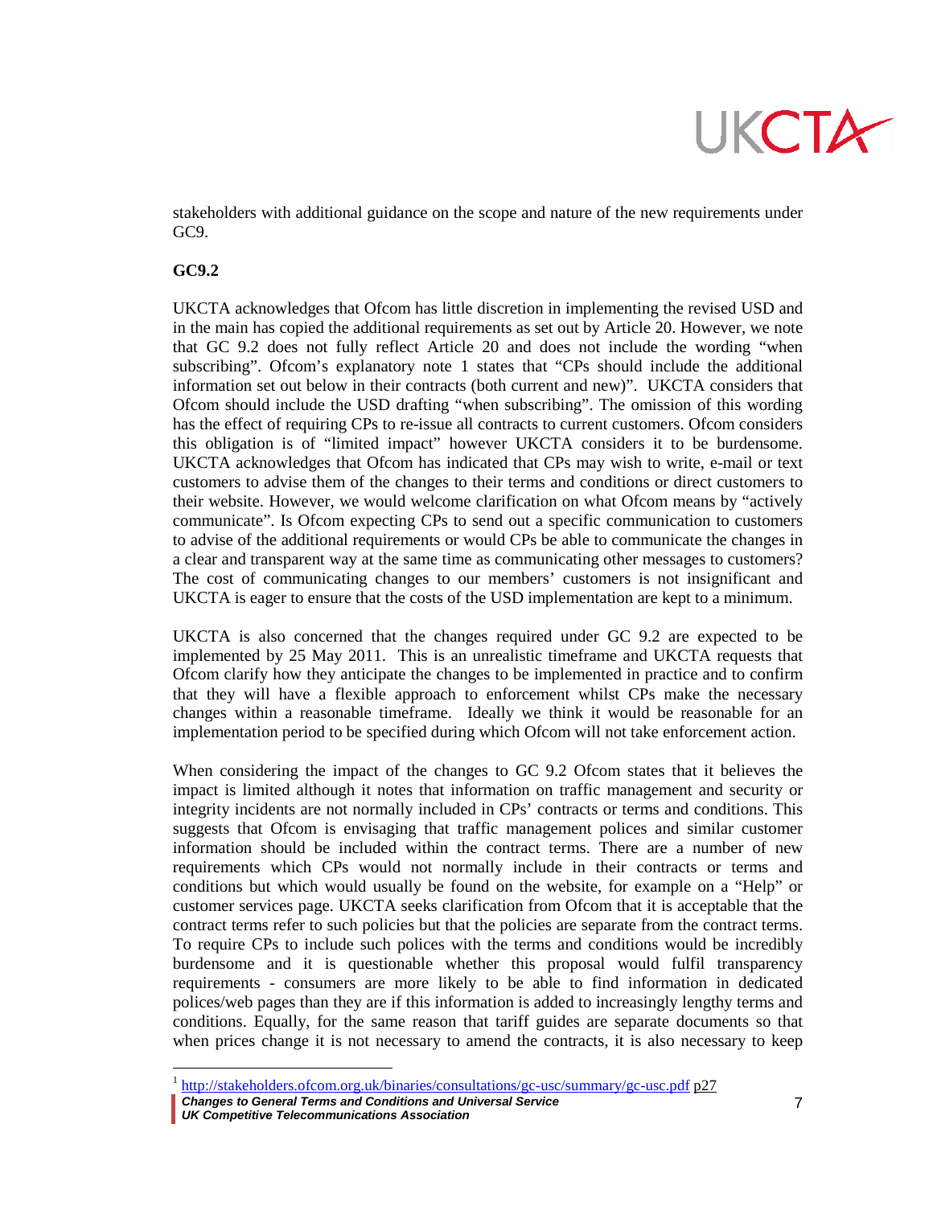stakeholders with additional guidance on the scope and nature of the new requirements under GC9.

**GC9.2**

UKCTA acknowledges that Ofcom has little discretion in implementing the revised USD and in the main has copied the additional requirements as set out by Article 20. However, we note that GC 9.2 does not fully reflect Article 20 and does not include the wording "when subscribing". Ofcom's explanatory note 1 states that "CPs should include the additional information set out below in their contracts (both current and new)". UKCTA considers that Ofcom should include the USD drafting "when subscribing". The omission of this wording has the effect of requiring CPs to re-issue all contracts to current customers. Ofcom considers this obligation is of "limited impact" however UKCTA considers it to be burdensome. UKCTA acknowledges that Ofcom has indicated that CPs may wish to write, e-mail or text customers to advise them of the changes to their terms and conditions or direct customers to their website. However, we would welcome clarification on what Ofcom means by "actively communicate". Is Ofcom expecting CPs to send out a specific communication to customers to advise of the additional requirements or would CPs be able to communicate the changes in a clear and transparent way at the same time as communicating other messages to customers? The cost of communicating changes to our members' customers is not insignificant and UKCTA is eager to ensure that the costs of the USD implementation are kept to a minimum.

UKCTA is also concerned that the changes required under GC 9.2 are expected to be implemented by 25 May 2011. This is an unrealistic timeframe and UKCTA requests that Ofcom clarify how they anticipate the changes to be implemented in practice and to confirm that they will have a flexible approach to enforcement whilst CPs make the necessary changes within a reasonable timeframe. Ideally we think it would be reasonable for an implementation period to be specified during which Ofcom will not take enforcement action.

When considering the impact of the changes to GC 9.2 Ofcom states that it believes the impact is limited although it notes that information on traffic management and security or integrity incidents are not normally included in CPs' contracts or terms and conditions. This suggests that Ofcom is envisaging that traffic management polices and similar customer information should be included within the contract terms. There are a number of new requirements which CPs would not normally include in their contracts or terms and conditions but which would usually be found on the website, for example on a "Help" or customer services page. UKCTA seeks clarification from Ofcom that it is acceptable that the contract terms refer to such policies but that the policies are separate from the contract terms. To require CPs to include such polices with the terms and conditions would be incredibly burdensome and it is questionable whether this proposal would fulfil transparency requirements - consumers are more likely to be able to find information in dedicated polices/web pages than they are if this information is added to increasingly lengthy terms and conditions. Equally, for the same reason that tariff guides are separate documents so that when prices change it is not necessary to amend the contracts, it is also necessary to keep

[1] http://stakeholders.ofcom.org.uk/binaries/consultations/gc-usc/summary/gc-usc.pdf p27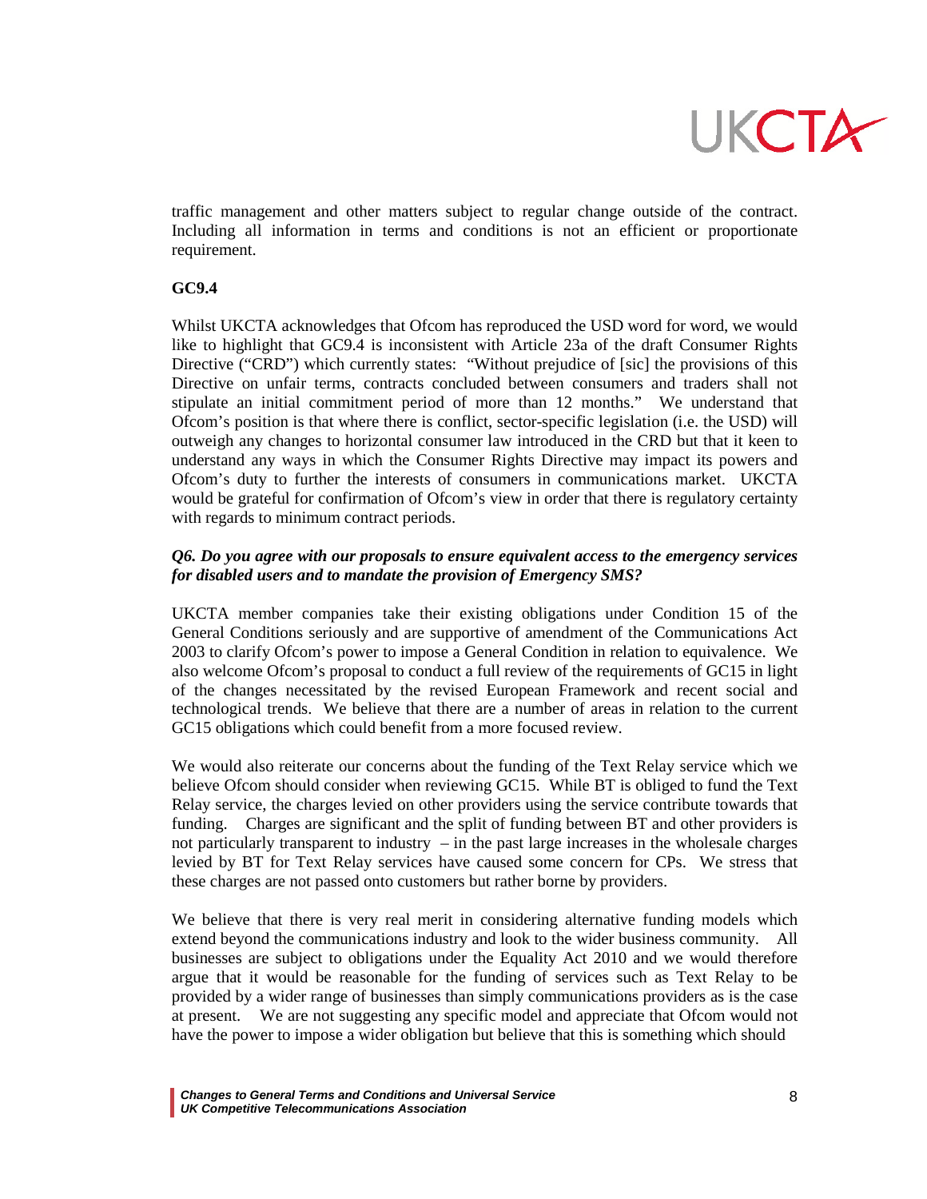traffic management and other matters subject to regular change outside of the contract. Including all information in terms and conditions is not an efficient or proportionate requirement.

**GC9.4**

Whilst UKCTA acknowledges that Ofcom has reproduced the USD word for word, we would like to highlight that GC9.4 is inconsistent with Article 23a of the draft Consumer Rights Directive ("CRD") which currently states: "Without prejudice of [sic] the provisions of this Directive on unfair terms, contracts concluded between consumers and traders shall not stipulate an initial commitment period of more than 12 months." We understand that Ofcom's position is that where there is conflict, sector-specific legislation (i.e. the USD) will outweigh any changes to horizontal consumer law introduced in the CRD but that it keen to understand any ways in which the Consumer Rights Directive may impact its powers and Ofcom's duty to further the interests of consumers in communications market. UKCTA would be grateful for confirmation of Ofcom's view in order that there is regulatory certainty with regards to minimum contract periods.

***Q6. Do you agree with our proposals to ensure equivalent access to the emergency services for disabled users and to mandate the provision of Emergency SMS?***

UKCTA member companies take their existing obligations under Condition 15 of the General Conditions seriously and are supportive of amendment of the Communications Act 2003 to clarify Ofcom's power to impose a General Condition in relation to equivalence. We also welcome Ofcom's proposal to conduct a full review of the requirements of GC15 in light of the changes necessitated by the revised European Framework and recent social and technological trends. We believe that there are a number of areas in relation to the current GC15 obligations which could benefit from a more focused review.

We would also reiterate our concerns about the funding of the Text Relay service which we believe Ofcom should consider when reviewing GC15. While BT is obliged to fund the Text Relay service, the charges levied on other providers using the service contribute towards that funding. Charges are significant and the split of funding between BT and other providers is not particularly transparent to industry – in the past large increases in the wholesale charges levied by BT for Text Relay services have caused some concern for CPs. We stress that these charges are not passed onto customers but rather borne by providers.

We believe that there is very real merit in considering alternative funding models which extend beyond the communications industry and look to the wider business community. All businesses are subject to obligations under the Equality Act 2010 and we would therefore argue that it would be reasonable for the funding of services such as Text Relay to be provided by a wider range of businesses than simply communications providers as is the case at present. We are not suggesting any specific model and appreciate that Ofcom would not have the power to impose a wider obligation but believe that this is something which should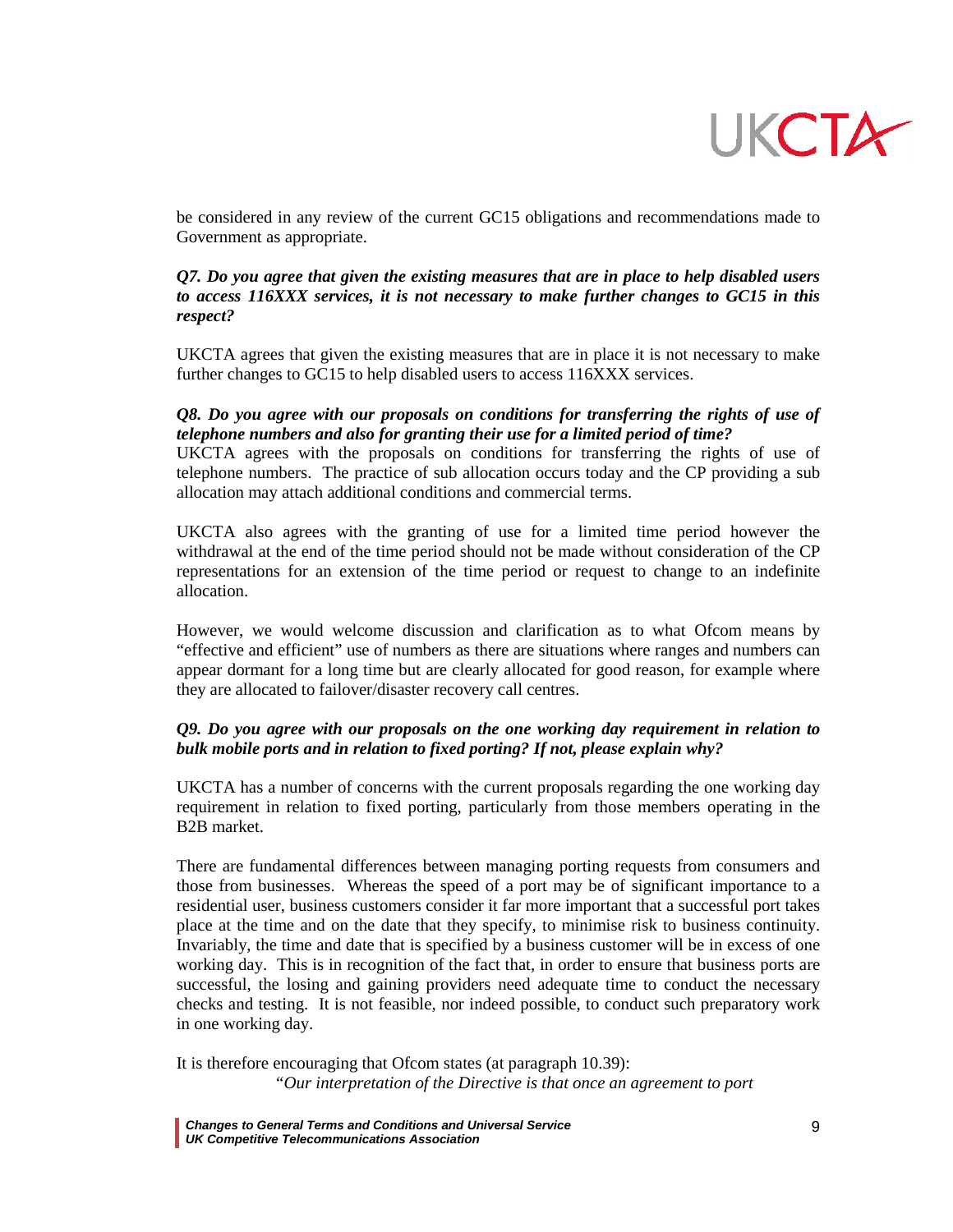be considered in any review of the current GC15 obligations and recommendations made to Government as appropriate.

***Q7. Do you agree that given the existing measures that are in place to help disabled users to access 116XXX services, it is not necessary to make further changes to GC15 in this respect?***

UKCTA agrees that given the existing measures that are in place it is not necessary to make further changes to GC15 to help disabled users to access 116XXX services.

***Q8. Do you agree with our proposals on conditions for transferring the rights of use of telephone numbers and also for granting their use for a limited period of time?***

UKCTA agrees with the proposals on conditions for transferring the rights of use of telephone numbers. The practice of sub allocation occurs today and the CP providing a sub allocation may attach additional conditions and commercial terms.

UKCTA also agrees with the granting of use for a limited time period however the withdrawal at the end of the time period should not be made without consideration of the CP representations for an extension of the time period or request to change to an indefinite allocation.

However, we would welcome discussion and clarification as to what Ofcom means by "effective and efficient" use of numbers as there are situations where ranges and numbers can appear dormant for a long time but are clearly allocated for good reason, for example where they are allocated to failover/disaster recovery call centres.

***Q9. Do you agree with our proposals on the one working day requirement in relation to bulk mobile ports and in relation to fixed porting? If not, please explain why?***

UKCTA has a number of concerns with the current proposals regarding the one working day requirement in relation to fixed porting, particularly from those members operating in the B2B market.

There are fundamental differences between managing porting requests from consumers and those from businesses. Whereas the speed of a port may be of significant importance to a residential user, business customers consider it far more important that a successful port takes place at the time and on the date that they specify, to minimise risk to business continuity. Invariably, the time and date that is specified by a business customer will be in excess of one working day. This is in recognition of the fact that, in order to ensure that business ports are successful, the losing and gaining providers need adequate time to conduct the necessary checks and testing. It is not feasible, nor indeed possible, to conduct such preparatory work in one working day.

It is therefore encouraging that Ofcom states (at paragraph 10.39):

> *"Our interpretation of the Directive is that once an agreement to port*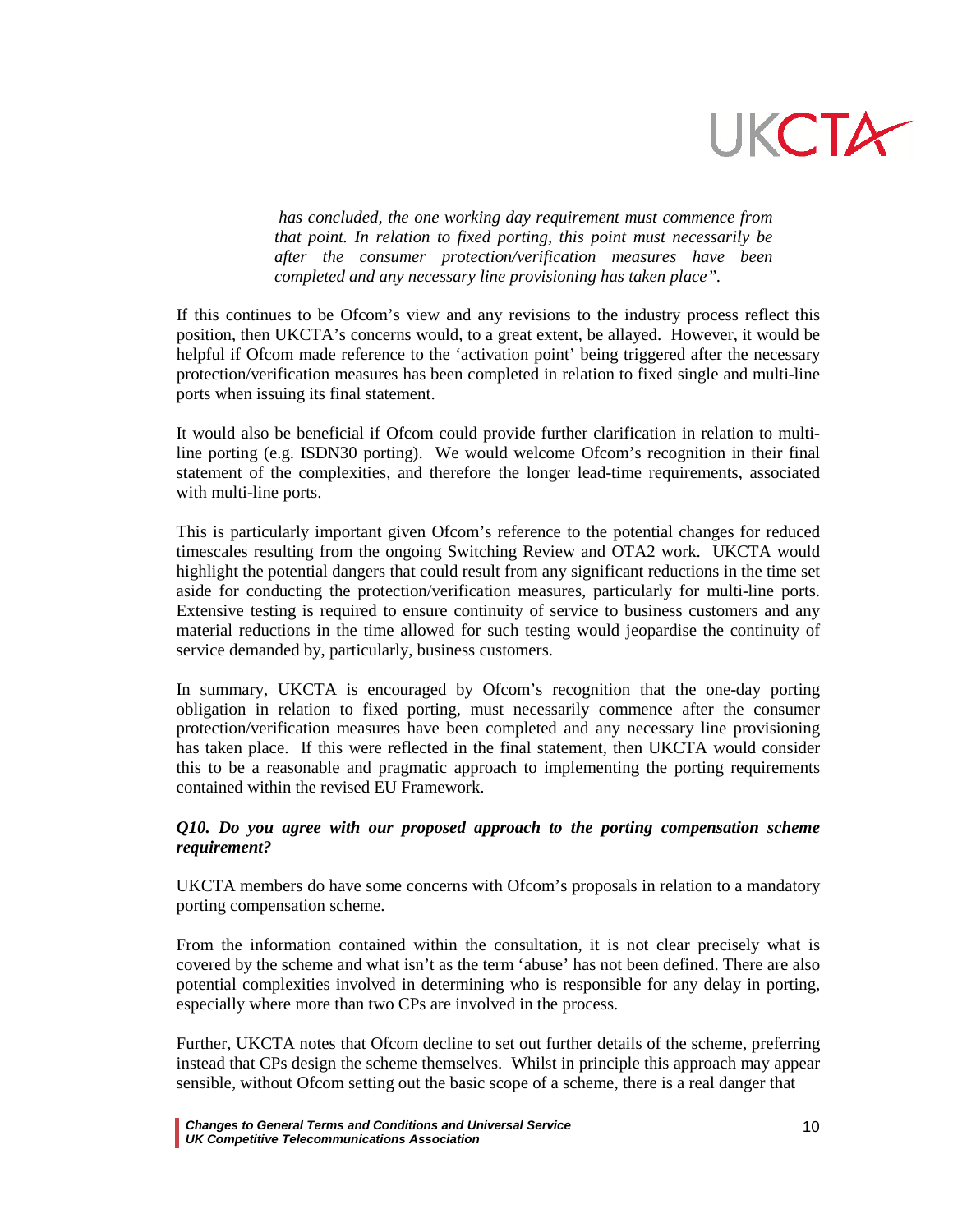> *has concluded, the one working day requirement must commence from that point. In relation to fixed porting, this point must necessarily be after the consumer protection/verification measures have been completed and any necessary line provisioning has taken place".*

If this continues to be Ofcom's view and any revisions to the industry process reflect this position, then UKCTA's concerns would, to a great extent, be allayed. However, it would be helpful if Ofcom made reference to the 'activation point' being triggered after the necessary protection/verification measures has been completed in relation to fixed single and multi-line ports when issuing its final statement.

It would also be beneficial if Ofcom could provide further clarification in relation to multi-line porting (e.g. ISDN30 porting). We would welcome Ofcom's recognition in their final statement of the complexities, and therefore the longer lead-time requirements, associated with multi-line ports.

This is particularly important given Ofcom's reference to the potential changes for reduced timescales resulting from the ongoing Switching Review and OTA2 work. UKCTA would highlight the potential dangers that could result from any significant reductions in the time set aside for conducting the protection/verification measures, particularly for multi-line ports. Extensive testing is required to ensure continuity of service to business customers and any material reductions in the time allowed for such testing would jeopardise the continuity of service demanded by, particularly, business customers.

In summary, UKCTA is encouraged by Ofcom's recognition that the one-day porting obligation in relation to fixed porting, must necessarily commence after the consumer protection/verification measures have been completed and any necessary line provisioning has taken place. If this were reflected in the final statement, then UKCTA would consider this to be a reasonable and pragmatic approach to implementing the porting requirements contained within the revised EU Framework.

***Q10. Do you agree with our proposed approach to the porting compensation scheme requirement?***

UKCTA members do have some concerns with Ofcom's proposals in relation to a mandatory porting compensation scheme.

From the information contained within the consultation, it is not clear precisely what is covered by the scheme and what isn't as the term 'abuse' has not been defined. There are also potential complexities involved in determining who is responsible for any delay in porting, especially where more than two CPs are involved in the process.

Further, UKCTA notes that Ofcom decline to set out further details of the scheme, preferring instead that CPs design the scheme themselves. Whilst in principle this approach may appear sensible, without Ofcom setting out the basic scope of a scheme, there is a real danger that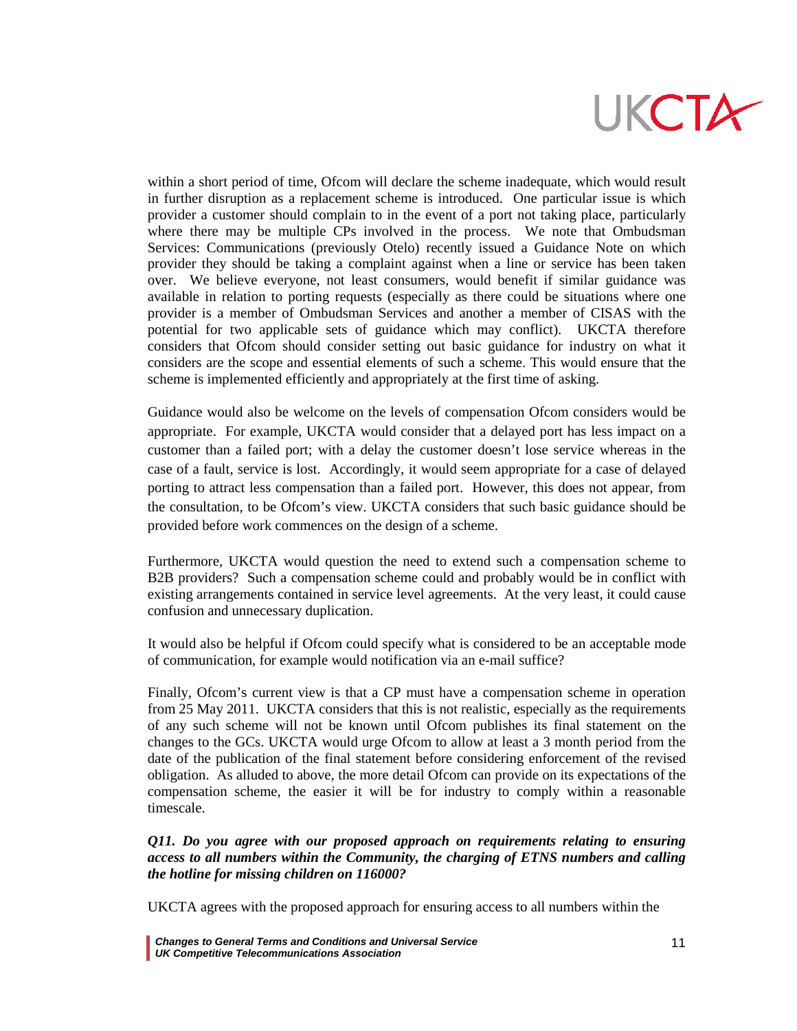within a short period of time, Ofcom will declare the scheme inadequate, which would result in further disruption as a replacement scheme is introduced. One particular issue is which provider a customer should complain to in the event of a port not taking place, particularly where there may be multiple CPs involved in the process. We note that Ombudsman Services: Communications (previously Otelo) recently issued a Guidance Note on which provider they should be taking a complaint against when a line or service has been taken over. We believe everyone, not least consumers, would benefit if similar guidance was available in relation to porting requests (especially as there could be situations where one provider is a member of Ombudsman Services and another a member of CISAS with the potential for two applicable sets of guidance which may conflict). UKCTA therefore considers that Ofcom should consider setting out basic guidance for industry on what it considers are the scope and essential elements of such a scheme. This would ensure that the scheme is implemented efficiently and appropriately at the first time of asking.

Guidance would also be welcome on the levels of compensation Ofcom considers would be appropriate. For example, UKCTA would consider that a delayed port has less impact on a customer than a failed port; with a delay the customer doesn't lose service whereas in the case of a fault, service is lost. Accordingly, it would seem appropriate for a case of delayed porting to attract less compensation than a failed port. However, this does not appear, from the consultation, to be Ofcom's view. UKCTA considers that such basic guidance should be provided before work commences on the design of a scheme.

Furthermore, UKCTA would question the need to extend such a compensation scheme to B2B providers? Such a compensation scheme could and probably would be in conflict with existing arrangements contained in service level agreements. At the very least, it could cause confusion and unnecessary duplication.

It would also be helpful if Ofcom could specify what is considered to be an acceptable mode of communication, for example would notification via an e-mail suffice?

Finally, Ofcom's current view is that a CP must have a compensation scheme in operation from 25 May 2011. UKCTA considers that this is not realistic, especially as the requirements of any such scheme will not be known until Ofcom publishes its final statement on the changes to the GCs. UKCTA would urge Ofcom to allow at least a 3 month period from the date of the publication of the final statement before considering enforcement of the revised obligation. As alluded to above, the more detail Ofcom can provide on its expectations of the compensation scheme, the easier it will be for industry to comply within a reasonable timescale.

***Q11. Do you agree with our proposed approach on requirements relating to ensuring access to all numbers within the Community, the charging of ETNS numbers and calling the hotline for missing children on 116000?***

UKCTA agrees with the proposed approach for ensuring access to all numbers within the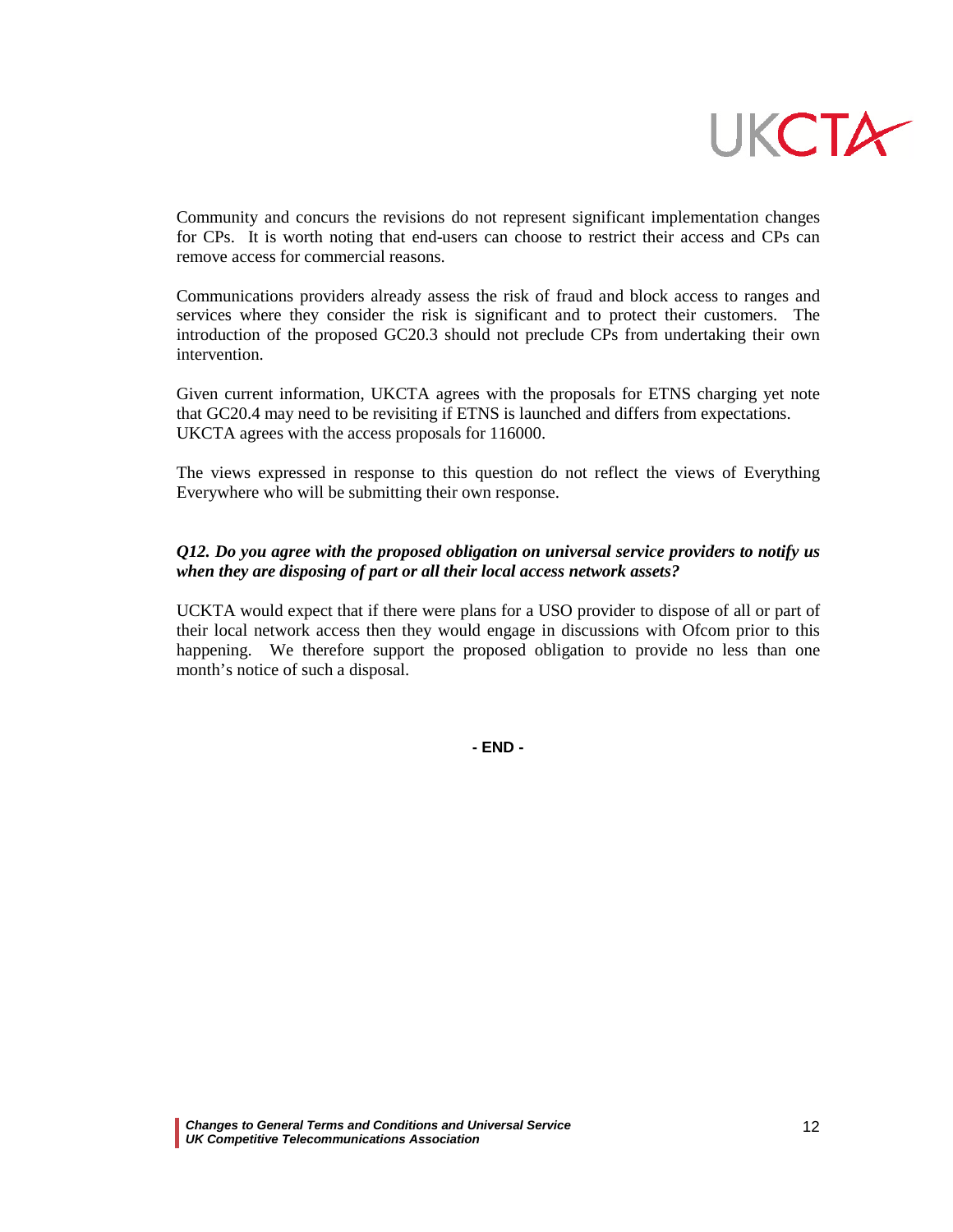Community and concurs the revisions do not represent significant implementation changes for CPs. It is worth noting that end-users can choose to restrict their access and CPs can remove access for commercial reasons.

Communications providers already assess the risk of fraud and block access to ranges and services where they consider the risk is significant and to protect their customers. The introduction of the proposed GC20.3 should not preclude CPs from undertaking their own intervention.

Given current information, UKCTA agrees with the proposals for ETNS charging yet note that GC20.4 may need to be revisiting if ETNS is launched and differs from expectations. UKCTA agrees with the access proposals for 116000.

The views expressed in response to this question do not reflect the views of Everything Everywhere who will be submitting their own response.

***Q12. Do you agree with the proposed obligation on universal service providers to notify us when they are disposing of part or all their local access network assets?***

UCKTA would expect that if there were plans for a USO provider to dispose of all or part of their local network access then they would engage in discussions with Ofcom prior to this happening. We therefore support the proposed obligation to provide no less than one month's notice of such a disposal.

**- END -**